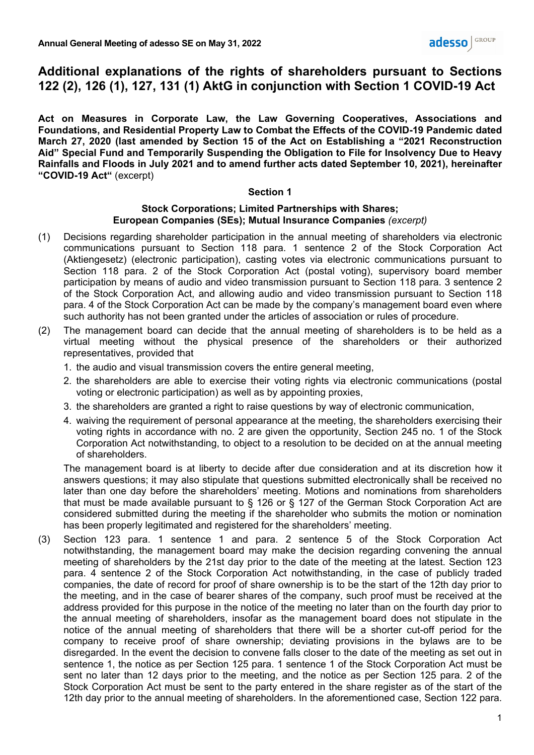# Additional explanations of the rights of shareholders pursuant to Sections 122 (2), 126 (1), 127, 131 (1) AktG in conjunction with Section 1 COVID-19 Act

**Act on Measures in Corporate Law, the Law Governing Cooperatives, Associations and Foundations, and Residential Property Law to Combat the Effects of the COVID-19 Pandemic dated March 27, 2020 (last amended by Section 15 of the Act on Establishing a "2021 Reconstruction Aid" Special Fund and Temporarily Suspending the Obligation to File for Insolvency Due to Heavy Rainfalls and Floods in July 2021 and to amend further acts dated September 10, 2021), hereinafter "COVID-19 Act"** (excerpt)

## Section 1

### Stock Corporations; Limited Partnerships with Shares; European Companies (SEs); Mutual Insurance Companies *(excerpt)*

(1) Decisions regarding shareholder participation in the annual meeting of shareholders via electronic communications pursuant to Section 118 para. 1 sentence 2 of the Stock Corporation Act (Aktiengesetz) (electronic participation), casting votes via electronic communications pursuant to Section 118 para. 2 of the Stock Corporation Act (postal voting), supervisory board member participation by means of audio and video transmission pursuant to Section 118 para. 3 sentence 2 of the Stock Corporation Act, and allowing audio and video transmission pursuant to Section 118 para. 4 of the Stock Corporation Act can be made by the company's management board even where such authority has not been granted under the articles of association or rules of procedure.

(2) The management board can decide that the annual meeting of shareholders is to be held as a virtual meeting without the physical presence of the shareholders or their authorized representatives, provided that

1. the audio and visual transmission covers the entire general meeting,
2. the shareholders are able to exercise their voting rights via electronic communications (postal voting or electronic participation) as well as by appointing proxies,
3. the shareholders are granted a right to raise questions by way of electronic communication,
4. waiving the requirement of personal appearance at the meeting, the shareholders exercising their voting rights in accordance with no. 2 are given the opportunity, Section 245 no. 1 of the Stock Corporation Act notwithstanding, to object to a resolution to be decided on at the annual meeting of shareholders.

The management board is at liberty to decide after due consideration and at its discretion how it answers questions; it may also stipulate that questions submitted electronically shall be received no later than one day before the shareholders' meeting. Motions and nominations from shareholders that must be made available pursuant to § 126 or § 127 of the German Stock Corporation Act are considered submitted during the meeting if the shareholder who submits the motion or nomination has been properly legitimated and registered for the shareholders' meeting.

(3) Section 123 para. 1 sentence 1 and para. 2 sentence 5 of the Stock Corporation Act notwithstanding, the management board may make the decision regarding convening the annual meeting of shareholders by the 21st day prior to the date of the meeting at the latest. Section 123 para. 4 sentence 2 of the Stock Corporation Act notwithstanding, in the case of publicly traded companies, the date of record for proof of share ownership is to be the start of the 12th day prior to the meeting, and in the case of bearer shares of the company, such proof must be received at the address provided for this purpose in the notice of the meeting no later than on the fourth day prior to the annual meeting of shareholders, insofar as the management board does not stipulate in the notice of the annual meeting of shareholders that there will be a shorter cut-off period for the company to receive proof of share ownership; deviating provisions in the bylaws are to be disregarded. In the event the decision to convene falls closer to the date of the meeting as set out in sentence 1, the notice as per Section 125 para. 1 sentence 1 of the Stock Corporation Act must be sent no later than 12 days prior to the meeting, and the notice as per Section 125 para. 2 of the Stock Corporation Act must be sent to the party entered in the share register as of the start of the 12th day prior to the annual meeting of shareholders. In the aforementioned case, Section 122 para.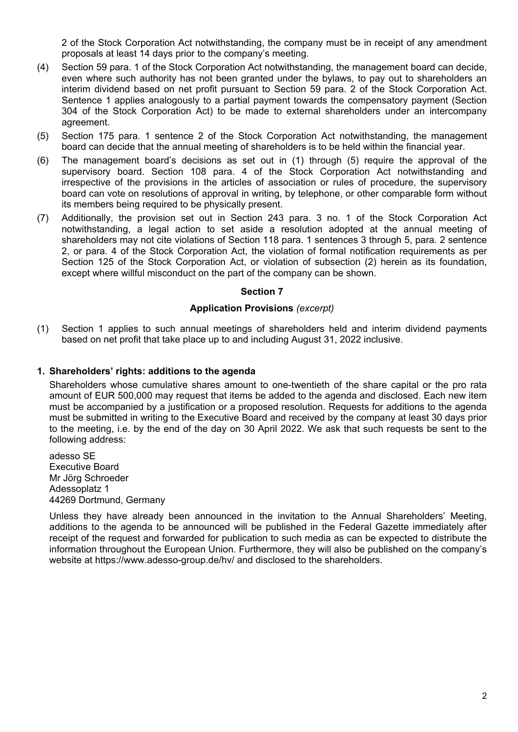2 of the Stock Corporation Act notwithstanding, the company must be in receipt of any amendment proposals at least 14 days prior to the company's meeting.

(4) Section 59 para. 1 of the Stock Corporation Act notwithstanding, the management board can decide, even where such authority has not been granted under the bylaws, to pay out to shareholders an interim dividend based on net profit pursuant to Section 59 para. 2 of the Stock Corporation Act. Sentence 1 applies analogously to a partial payment towards the compensatory payment (Section 304 of the Stock Corporation Act) to be made to external shareholders under an intercompany agreement.

(5) Section 175 para. 1 sentence 2 of the Stock Corporation Act notwithstanding, the management board can decide that the annual meeting of shareholders is to be held within the financial year.

(6) The management board's decisions as set out in (1) through (5) require the approval of the supervisory board. Section 108 para. 4 of the Stock Corporation Act notwithstanding and irrespective of the provisions in the articles of association or rules of procedure, the supervisory board can vote on resolutions of approval in writing, by telephone, or other comparable form without its members being required to be physically present.

(7) Additionally, the provision set out in Section 243 para. 3 no. 1 of the Stock Corporation Act notwithstanding, a legal action to set aside a resolution adopted at the annual meeting of shareholders may not cite violations of Section 118 para. 1 sentences 3 through 5, para. 2 sentence 2, or para. 4 of the Stock Corporation Act, the violation of formal notification requirements as per Section 125 of the Stock Corporation Act, or violation of subsection (2) herein as its foundation, except where willful misconduct on the part of the company can be shown.

**Section 7**

**Application Provisions** *(excerpt)*

(1) Section 1 applies to such annual meetings of shareholders held and interim dividend payments based on net profit that take place up to and including August 31, 2022 inclusive.

**1. Shareholders' rights: additions to the agenda**

Shareholders whose cumulative shares amount to one-twentieth of the share capital or the pro rata amount of EUR 500,000 may request that items be added to the agenda and disclosed. Each new item must be accompanied by a justification or a proposed resolution. Requests for additions to the agenda must be submitted in writing to the Executive Board and received by the company at least 30 days prior to the meeting, i.e. by the end of the day on 30 April 2022. We ask that such requests be sent to the following address:

adesso SE
Executive Board
Mr Jörg Schroeder
Adessoplatz 1
44269 Dortmund, Germany

Unless they have already been announced in the invitation to the Annual Shareholders' Meeting, additions to the agenda to be announced will be published in the Federal Gazette immediately after receipt of the request and forwarded for publication to such media as can be expected to distribute the information throughout the European Union. Furthermore, they will also be published on the company's website at https://www.adesso-group.de/hv/ and disclosed to the shareholders.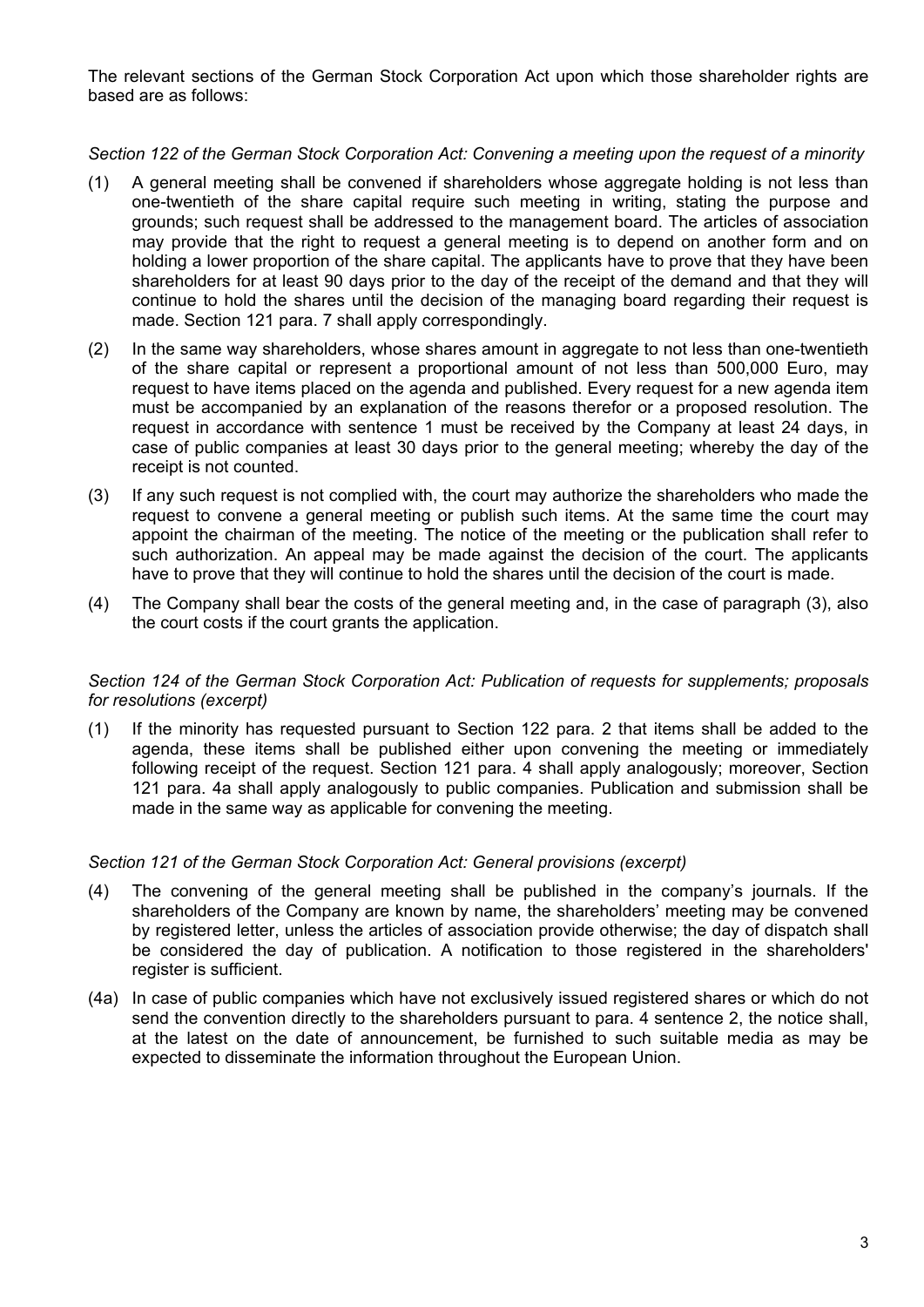The relevant sections of the German Stock Corporation Act upon which those shareholder rights are based are as follows:

*Section 122 of the German Stock Corporation Act: Convening a meeting upon the request of a minority*

(1) A general meeting shall be convened if shareholders whose aggregate holding is not less than one-twentieth of the share capital require such meeting in writing, stating the purpose and grounds; such request shall be addressed to the management board. The articles of association may provide that the right to request a general meeting is to depend on another form and on holding a lower proportion of the share capital. The applicants have to prove that they have been shareholders for at least 90 days prior to the day of the receipt of the demand and that they will continue to hold the shares until the decision of the managing board regarding their request is made. Section 121 para. 7 shall apply correspondingly.

(2) In the same way shareholders, whose shares amount in aggregate to not less than one-twentieth of the share capital or represent a proportional amount of not less than 500,000 Euro, may request to have items placed on the agenda and published. Every request for a new agenda item must be accompanied by an explanation of the reasons therefor or a proposed resolution. The request in accordance with sentence 1 must be received by the Company at least 24 days, in case of public companies at least 30 days prior to the general meeting; whereby the day of the receipt is not counted.

(3) If any such request is not complied with, the court may authorize the shareholders who made the request to convene a general meeting or publish such items. At the same time the court may appoint the chairman of the meeting. The notice of the meeting or the publication shall refer to such authorization. An appeal may be made against the decision of the court. The applicants have to prove that they will continue to hold the shares until the decision of the court is made.

(4) The Company shall bear the costs of the general meeting and, in the case of paragraph (3), also the court costs if the court grants the application.

*Section 124 of the German Stock Corporation Act: Publication of requests for supplements; proposals for resolutions (excerpt)*

(1) If the minority has requested pursuant to Section 122 para. 2 that items shall be added to the agenda, these items shall be published either upon convening the meeting or immediately following receipt of the request. Section 121 para. 4 shall apply analogously; moreover, Section 121 para. 4a shall apply analogously to public companies. Publication and submission shall be made in the same way as applicable for convening the meeting.

*Section 121 of the German Stock Corporation Act: General provisions (excerpt)*

(4) The convening of the general meeting shall be published in the company's journals. If the shareholders of the Company are known by name, the shareholders' meeting may be convened by registered letter, unless the articles of association provide otherwise; the day of dispatch shall be considered the day of publication. A notification to those registered in the shareholders' register is sufficient.

(4a) In case of public companies which have not exclusively issued registered shares or which do not send the convention directly to the shareholders pursuant to para. 4 sentence 2, the notice shall, at the latest on the date of announcement, be furnished to such suitable media as may be expected to disseminate the information throughout the European Union.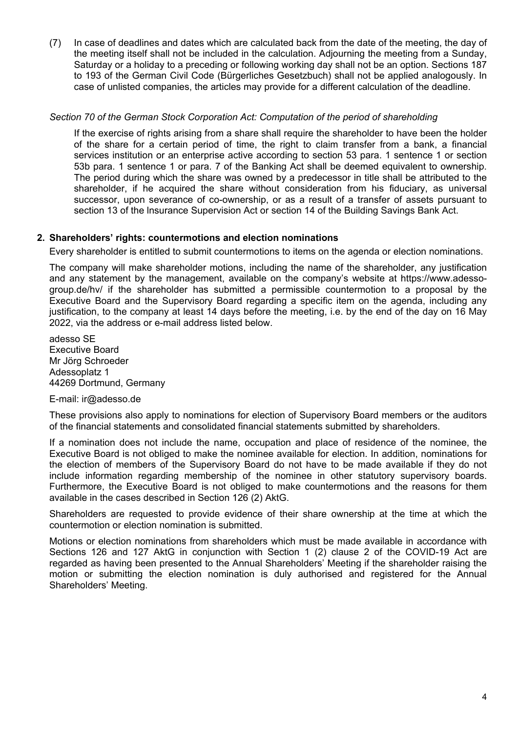(7) In case of deadlines and dates which are calculated back from the date of the meeting, the day of the meeting itself shall not be included in the calculation. Adjourning the meeting from a Sunday, Saturday or a holiday to a preceding or following working day shall not be an option. Sections 187 to 193 of the German Civil Code (Bürgerliches Gesetzbuch) shall not be applied analogously. In case of unlisted companies, the articles may provide for a different calculation of the deadline.

*Section 70 of the German Stock Corporation Act: Computation of the period of shareholding*

If the exercise of rights arising from a share shall require the shareholder to have been the holder of the share for a certain period of time, the right to claim transfer from a bank, a financial services institution or an enterprise active according to section 53 para. 1 sentence 1 or section 53b para. 1 sentence 1 or para. 7 of the Banking Act shall be deemed equivalent to ownership. The period during which the share was owned by a predecessor in title shall be attributed to the shareholder, if he acquired the share without consideration from his fiduciary, as universal successor, upon severance of co-ownership, or as a result of a transfer of assets pursuant to section 13 of the Insurance Supervision Act or section 14 of the Building Savings Bank Act.

## 2. Shareholders' rights: countermotions and election nominations

Every shareholder is entitled to submit countermotions to items on the agenda or election nominations.

The company will make shareholder motions, including the name of the shareholder, any justification and any statement by the management, available on the company's website at https://www.adesso-group.de/hv/ if the shareholder has submitted a permissible countermotion to a proposal by the Executive Board and the Supervisory Board regarding a specific item on the agenda, including any justification, to the company at least 14 days before the meeting, i.e. by the end of the day on 16 May 2022, via the address or e-mail address listed below.

adesso SE  
Executive Board  
Mr Jörg Schroeder  
Adessoplatz 1  
44269 Dortmund, Germany

E-mail: ir@adesso.de

These provisions also apply to nominations for election of Supervisory Board members or the auditors of the financial statements and consolidated financial statements submitted by shareholders.

If a nomination does not include the name, occupation and place of residence of the nominee, the Executive Board is not obliged to make the nominee available for election. In addition, nominations for the election of members of the Supervisory Board do not have to be made available if they do not include information regarding membership of the nominee in other statutory supervisory boards. Furthermore, the Executive Board is not obliged to make countermotions and the reasons for them available in the cases described in Section 126 (2) AktG.

Shareholders are requested to provide evidence of their share ownership at the time at which the countermotion or election nomination is submitted.

Motions or election nominations from shareholders which must be made available in accordance with Sections 126 and 127 AktG in conjunction with Section 1 (2) clause 2 of the COVID-19 Act are regarded as having been presented to the Annual Shareholders' Meeting if the shareholder raising the motion or submitting the election nomination is duly authorised and registered for the Annual Shareholders' Meeting.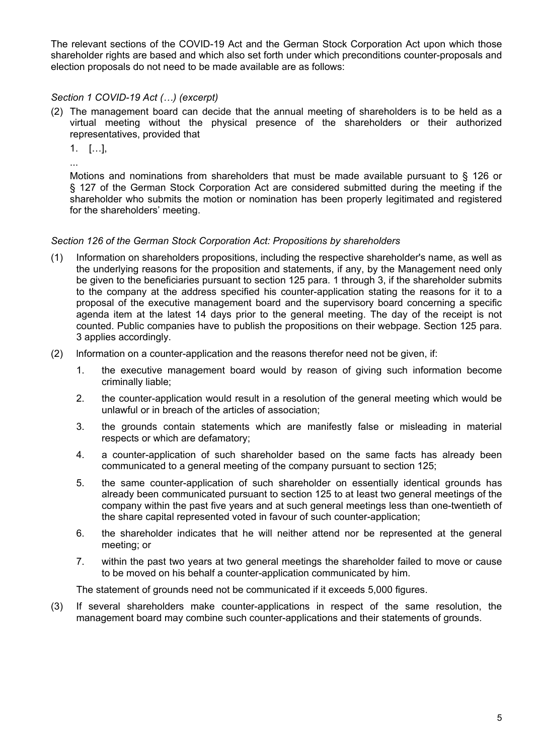The relevant sections of the COVID-19 Act and the German Stock Corporation Act upon which those shareholder rights are based and which also set forth under which preconditions counter-proposals and election proposals do not need to be made available are as follows:

*Section 1 COVID-19 Act (…) (excerpt)*

(2) The management board can decide that the annual meeting of shareholders is to be held as a virtual meeting without the physical presence of the shareholders or their authorized representatives, provided that

1. […],

...

Motions and nominations from shareholders that must be made available pursuant to § 126 or § 127 of the German Stock Corporation Act are considered submitted during the meeting if the shareholder who submits the motion or nomination has been properly legitimated and registered for the shareholders' meeting.

*Section 126 of the German Stock Corporation Act: Propositions by shareholders*

(1) Information on shareholders propositions, including the respective shareholder's name, as well as the underlying reasons for the proposition and statements, if any, by the Management need only be given to the beneficiaries pursuant to section 125 para. 1 through 3, if the shareholder submits to the company at the address specified his counter-application stating the reasons for it to a proposal of the executive management board and the supervisory board concerning a specific agenda item at the latest 14 days prior to the general meeting. The day of the receipt is not counted. Public companies have to publish the propositions on their webpage. Section 125 para. 3 applies accordingly.

(2) Information on a counter-application and the reasons therefor need not be given, if:

1. the executive management board would by reason of giving such information become criminally liable;
2. the counter-application would result in a resolution of the general meeting which would be unlawful or in breach of the articles of association;
3. the grounds contain statements which are manifestly false or misleading in material respects or which are defamatory;
4. a counter-application of such shareholder based on the same facts has already been communicated to a general meeting of the company pursuant to section 125;
5. the same counter-application of such shareholder on essentially identical grounds has already been communicated pursuant to section 125 to at least two general meetings of the company within the past five years and at such general meetings less than one-twentieth of the share capital represented voted in favour of such counter-application;
6. the shareholder indicates that he will neither attend nor be represented at the general meeting; or
7. within the past two years at two general meetings the shareholder failed to move or cause to be moved on his behalf a counter-application communicated by him.

The statement of grounds need not be communicated if it exceeds 5,000 figures.

(3) If several shareholders make counter-applications in respect of the same resolution, the management board may combine such counter-applications and their statements of grounds.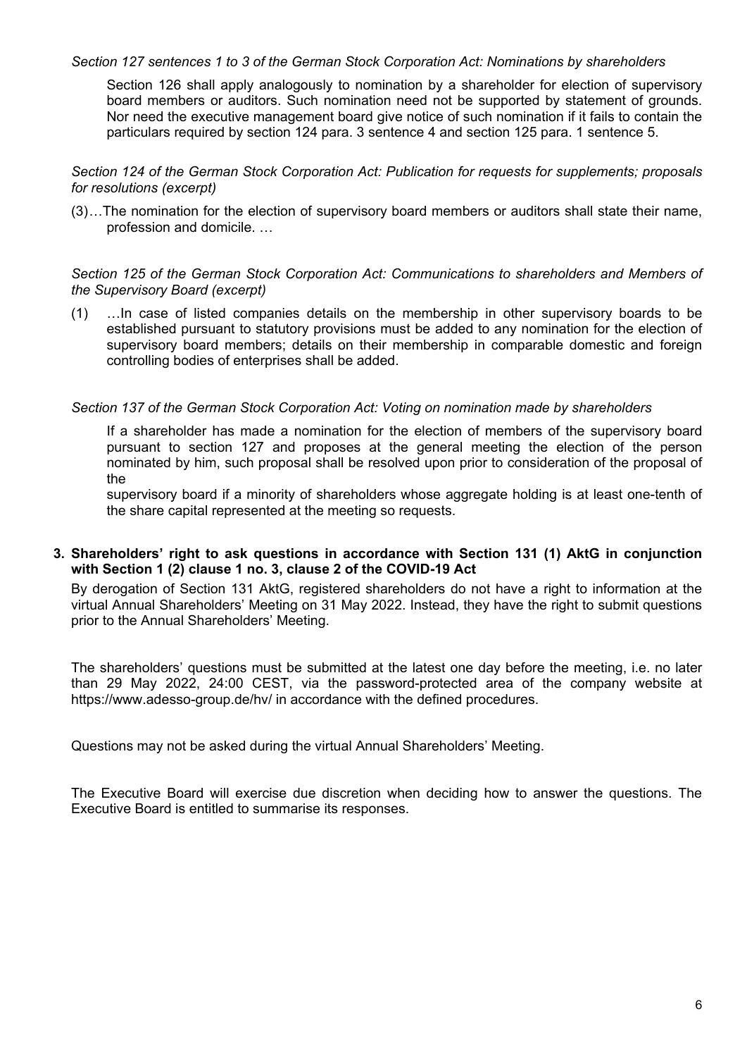*Section 127 sentences 1 to 3 of the German Stock Corporation Act: Nominations by shareholders*

Section 126 shall apply analogously to nomination by a shareholder for election of supervisory board members or auditors. Such nomination need not be supported by statement of grounds. Nor need the executive management board give notice of such nomination if it fails to contain the particulars required by section 124 para. 3 sentence 4 and section 125 para. 1 sentence 5.

*Section 124 of the German Stock Corporation Act: Publication for requests for supplements; proposals for resolutions (excerpt)*

(3)…The nomination for the election of supervisory board members or auditors shall state their name, profession and domicile. …

*Section 125 of the German Stock Corporation Act: Communications to shareholders and Members of the Supervisory Board (excerpt)*

(1) …In case of listed companies details on the membership in other supervisory boards to be established pursuant to statutory provisions must be added to any nomination for the election of supervisory board members; details on their membership in comparable domestic and foreign controlling bodies of enterprises shall be added.

*Section 137 of the German Stock Corporation Act: Voting on nomination made by shareholders*

If a shareholder has made a nomination for the election of members of the supervisory board pursuant to section 127 and proposes at the general meeting the election of the person nominated by him, such proposal shall be resolved upon prior to consideration of the proposal of the supervisory board if a minority of shareholders whose aggregate holding is at least one-tenth of the share capital represented at the meeting so requests.

**3. Shareholders' right to ask questions in accordance with Section 131 (1) AktG in conjunction with Section 1 (2) clause 1 no. 3, clause 2 of the COVID-19 Act**

By derogation of Section 131 AktG, registered shareholders do not have a right to information at the virtual Annual Shareholders' Meeting on 31 May 2022. Instead, they have the right to submit questions prior to the Annual Shareholders' Meeting.

The shareholders' questions must be submitted at the latest one day before the meeting, i.e. no later than 29 May 2022, 24:00 CEST, via the password-protected area of the company website at https://www.adesso-group.de/hv/ in accordance with the defined procedures.

Questions may not be asked during the virtual Annual Shareholders' Meeting.

The Executive Board will exercise due discretion when deciding how to answer the questions. The Executive Board is entitled to summarise its responses.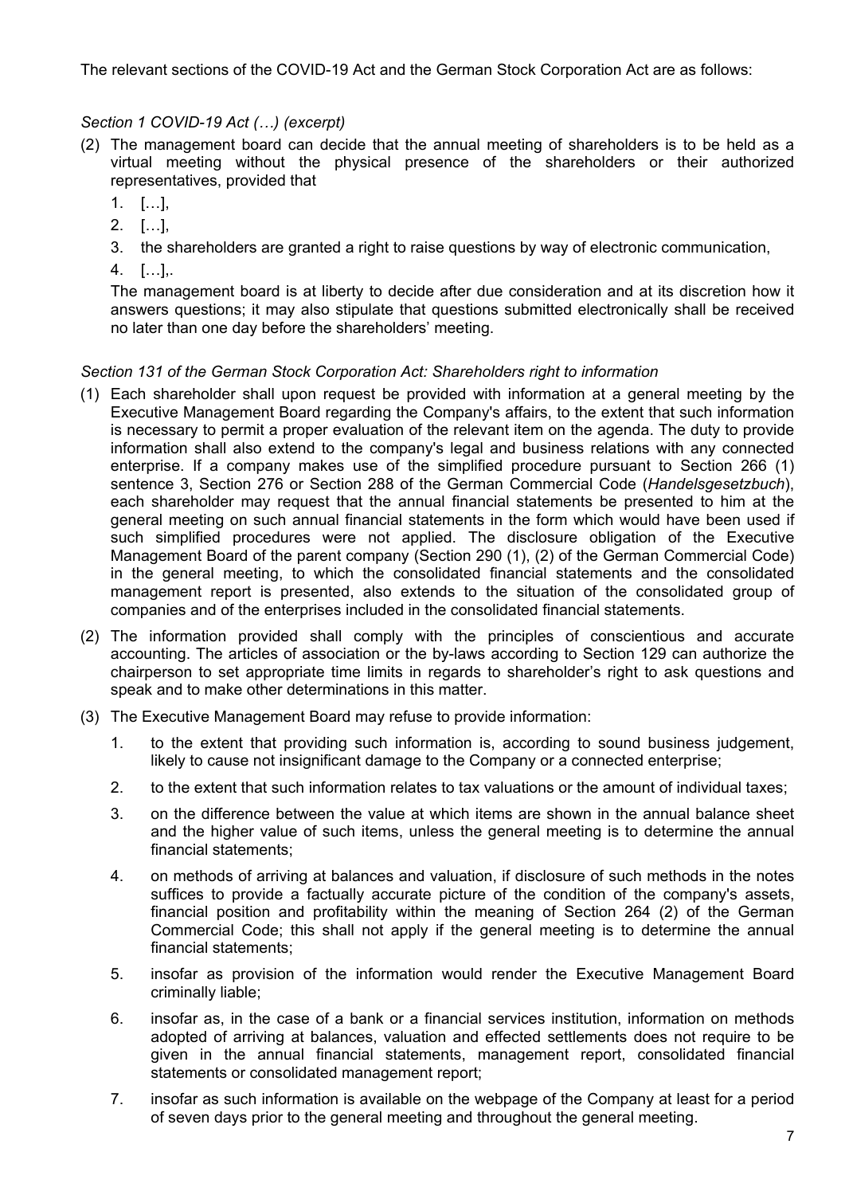The relevant sections of the COVID-19 Act and the German Stock Corporation Act are as follows:

*Section 1 COVID-19 Act (…) (excerpt)*

(2) The management board can decide that the annual meeting of shareholders is to be held as a virtual meeting without the physical presence of the shareholders or their authorized representatives, provided that

   1. […],
   2. […],
   3. the shareholders are granted a right to raise questions by way of electronic communication,
   4. […],.

   The management board is at liberty to decide after due consideration and at its discretion how it answers questions; it may also stipulate that questions submitted electronically shall be received no later than one day before the shareholders' meeting.

*Section 131 of the German Stock Corporation Act: Shareholders right to information*

(1) Each shareholder shall upon request be provided with information at a general meeting by the Executive Management Board regarding the Company's affairs, to the extent that such information is necessary to permit a proper evaluation of the relevant item on the agenda. The duty to provide information shall also extend to the company's legal and business relations with any connected enterprise. If a company makes use of the simplified procedure pursuant to Section 266 (1) sentence 3, Section 276 or Section 288 of the German Commercial Code (*Handelsgesetzbuch*), each shareholder may request that the annual financial statements be presented to him at the general meeting on such annual financial statements in the form which would have been used if such simplified procedures were not applied. The disclosure obligation of the Executive Management Board of the parent company (Section 290 (1), (2) of the German Commercial Code) in the general meeting, to which the consolidated financial statements and the consolidated management report is presented, also extends to the situation of the consolidated group of companies and of the enterprises included in the consolidated financial statements.

(2) The information provided shall comply with the principles of conscientious and accurate accounting. The articles of association or the by-laws according to Section 129 can authorize the chairperson to set appropriate time limits in regards to shareholder's right to ask questions and speak and to make other determinations in this matter.

(3) The Executive Management Board may refuse to provide information:

   1. to the extent that providing such information is, according to sound business judgement, likely to cause not insignificant damage to the Company or a connected enterprise;
   2. to the extent that such information relates to tax valuations or the amount of individual taxes;
   3. on the difference between the value at which items are shown in the annual balance sheet and the higher value of such items, unless the general meeting is to determine the annual financial statements;
   4. on methods of arriving at balances and valuation, if disclosure of such methods in the notes suffices to provide a factually accurate picture of the condition of the company's assets, financial position and profitability within the meaning of Section 264 (2) of the German Commercial Code; this shall not apply if the general meeting is to determine the annual financial statements;
   5. insofar as provision of the information would render the Executive Management Board criminally liable;
   6. insofar as, in the case of a bank or a financial services institution, information on methods adopted of arriving at balances, valuation and effected settlements does not require to be given in the annual financial statements, management report, consolidated financial statements or consolidated management report;
   7. insofar as such information is available on the webpage of the Company at least for a period of seven days prior to the general meeting and throughout the general meeting.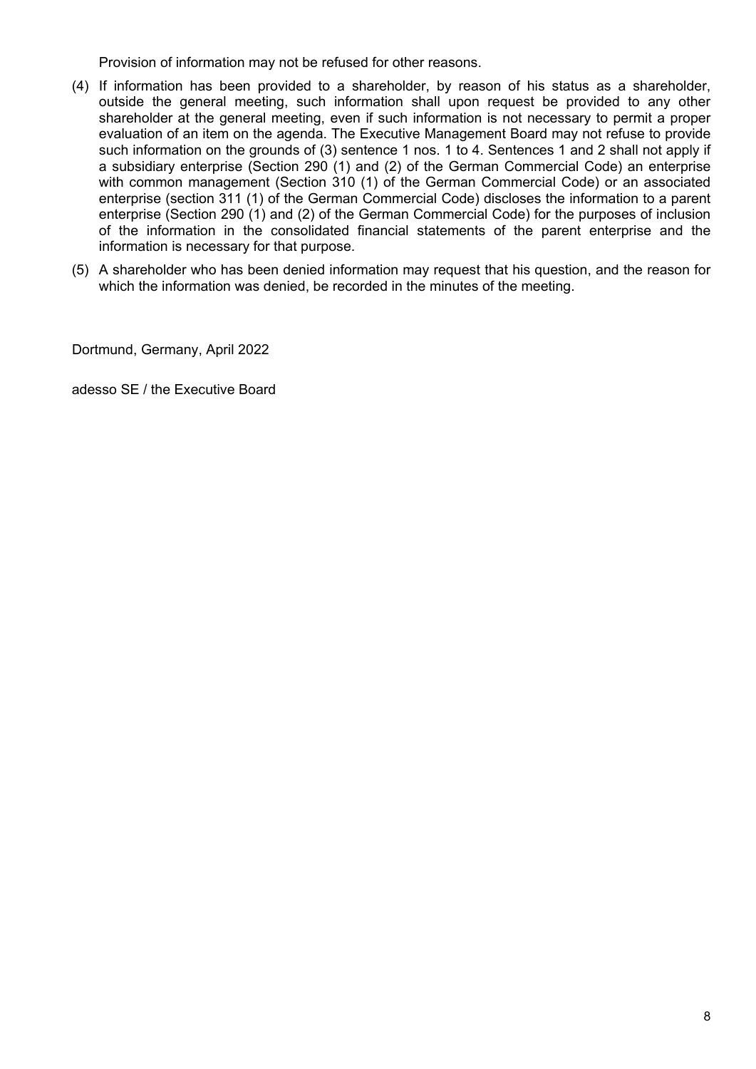Provision of information may not be refused for other reasons.

(4) If information has been provided to a shareholder, by reason of his status as a shareholder, outside the general meeting, such information shall upon request be provided to any other shareholder at the general meeting, even if such information is not necessary to permit a proper evaluation of an item on the agenda. The Executive Management Board may not refuse to provide such information on the grounds of (3) sentence 1 nos. 1 to 4. Sentences 1 and 2 shall not apply if a subsidiary enterprise (Section 290 (1) and (2) of the German Commercial Code) an enterprise with common management (Section 310 (1) of the German Commercial Code) or an associated enterprise (section 311 (1) of the German Commercial Code) discloses the information to a parent enterprise (Section 290 (1) and (2) of the German Commercial Code) for the purposes of inclusion of the information in the consolidated financial statements of the parent enterprise and the information is necessary for that purpose.

(5) A shareholder who has been denied information may request that his question, and the reason for which the information was denied, be recorded in the minutes of the meeting.

Dortmund, Germany, April 2022

adesso SE / the Executive Board